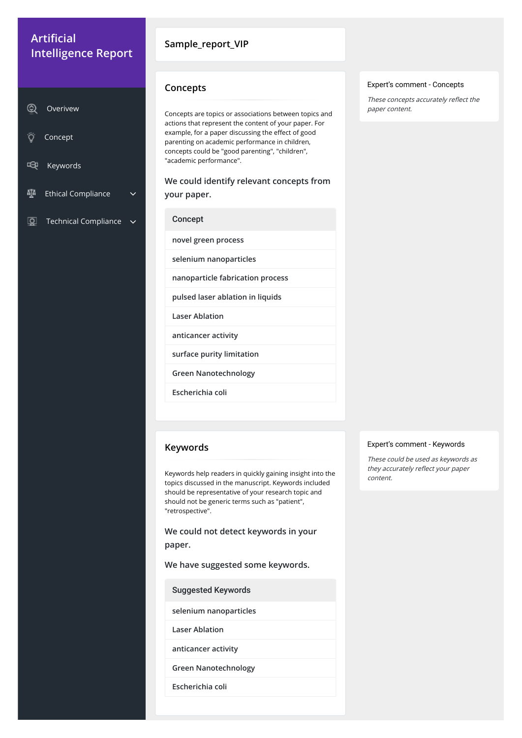# Artificial Intelligence Report

- Overview
- Concept
- Keywords
- Ethical Compliance
- Technical Compliance

## Sample_report_VIP

## Concepts

Concepts are topics or associations between topics and actions that represent the content of your paper. For example, for a paper discussing the effect of good parenting on academic performance in children, concepts could be "good parenting", "children", "academic performance".

We could identify relevant concepts from your paper.

| Concept |
| --- |
| novel green process |
| selenium nanoparticles |
| nanoparticle fabrication process |
| pulsed laser ablation in liquids |
| Laser Ablation |
| anticancer activity |
| surface purity limitation |
| Green Nanotechnology |
| Escherichia coli |

### Expert's comment - Concepts

*These concepts accurately reflect the paper content.*

## Keywords

Keywords help readers in quickly gaining insight into the topics discussed in the manuscript. Keywords included should be representative of your research topic and should not be generic terms such as "patient", "retrospective".

We could not detect keywords in your paper.

We have suggested some keywords.

| Suggested Keywords |
| --- |
| selenium nanoparticles |
| Laser Ablation |
| anticancer activity |
| Green Nanotechnology |
| Escherichia coli |

### Expert's comment - Keywords

*These could be used as keywords as they accurately reflect your paper content.*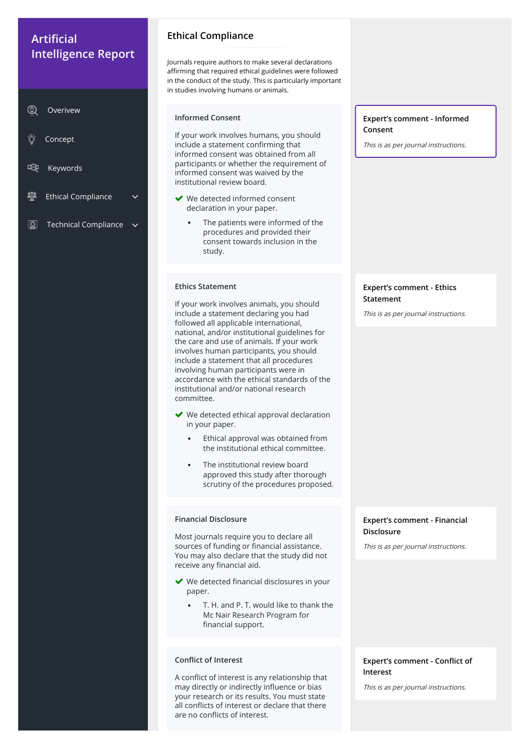# Artificial Intelligence Report

- Overview
- Concept
- Keywords
- Ethical Compliance
- Technical Compliance

## Ethical Compliance

Journals require authors to make several declarations affirming that required ethical guidelines were followed in the conduct of the study. This is particularly important in studies involving humans or animals.

### Informed Consent

If your work involves humans, you should include a statement confirming that informed consent was obtained from all participants or whether the requirement of informed consent was waived by the institutional review board.

✔ We detected informed consent declaration in your paper.

- The patients were informed of the procedures and provided their consent towards inclusion in the study.

**Expert's comment - Informed Consent**

*This is as per journal instructions.*

### Ethics Statement

If your work involves animals, you should include a statement declaring you had followed all applicable international, national, and/or institutional guidelines for the care and use of animals. If your work involves human participants, you should include a statement that all procedures involving human participants were in accordance with the ethical standards of the institutional and/or national research committee.

✔ We detected ethical approval declaration in your paper.

- Ethical approval was obtained from the institutional ethical committee.
- The institutional review board approved this study after thorough scrutiny of the procedures proposed.

**Expert's comment - Ethics Statement**

*This is as per journal instructions.*

### Financial Disclosure

Most journals require you to declare all sources of funding or financial assistance. You may also declare that the study did not receive any financial aid.

✔ We detected financial disclosures in your paper.

- T. H. and P. T. would like to thank the Mc Nair Research Program for financial support.

**Expert's comment - Financial Disclosure**

*This is as per journal instructions.*

### Conflict of Interest

A conflict of interest is any relationship that may directly or indirectly influence or bias your research or its results. You must state all conflicts of interest or declare that there are no conflicts of interest.

**Expert's comment - Conflict of Interest**

*This is as per journal instructions.*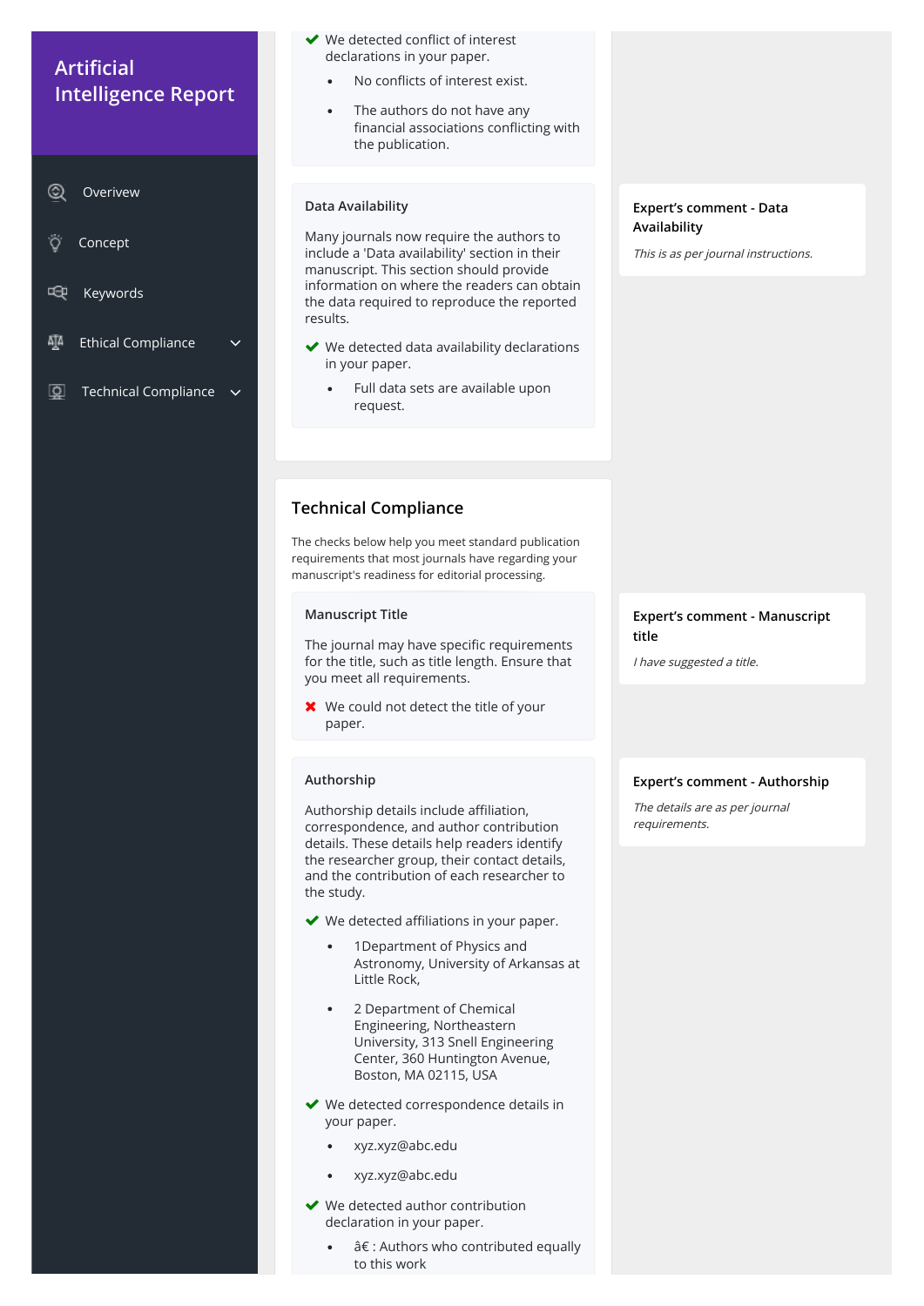# Artificial Intelligence Report

- Overview
- Concept
- Keywords
- Ethical Compliance
- Technical Compliance

✔ We detected conflict of interest declarations in your paper.

- No conflicts of interest exist.
- The authors do not have any financial associations conflicting with the publication.

### Data Availability

Many journals now require the authors to include a 'Data availability' section in their manuscript. This section should provide information on where the readers can obtain the data required to reproduce the reported results.

✔ We detected data availability declarations in your paper.

- Full data sets are available upon request.

**Expert's comment - Data Availability**

*This is as per journal instructions.*

## Technical Compliance

The checks below help you meet standard publication requirements that most journals have regarding your manuscript's readiness for editorial processing.

### Manuscript Title

The journal may have specific requirements for the title, such as title length. Ensure that you meet all requirements.

✖ We could not detect the title of your paper.

**Expert's comment - Manuscript title**

*I have suggested a title.*

### Authorship

Authorship details include affiliation, correspondence, and author contribution details. These details help readers identify the researcher group, their contact details, and the contribution of each researcher to the study.

✔ We detected affiliations in your paper.

- 1Department of Physics and Astronomy, University of Arkansas at Little Rock,
- 2 Department of Chemical Engineering, Northeastern University, 313 Snell Engineering Center, 360 Huntington Avenue, Boston, MA 02115, USA

✔ We detected correspondence details in your paper.

- xyz.xyz@abc.edu
- xyz.xyz@abc.edu

✔ We detected author contribution declaration in your paper.

- â€ : Authors who contributed equally to this work

**Expert's comment - Authorship**

*The details are as per journal requirements.*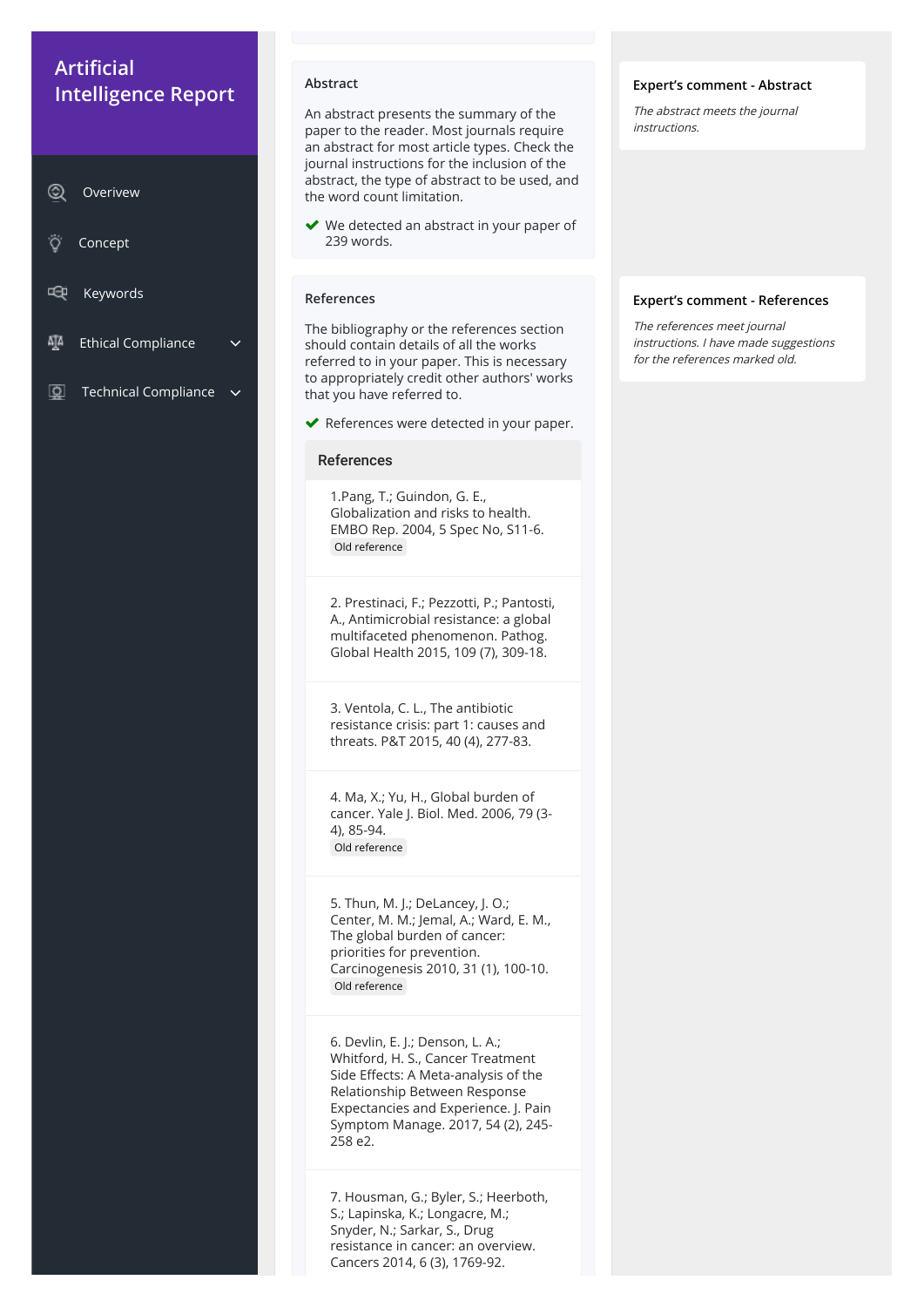# Artificial Intelligence Report

- Overviwew
- Concept
- Keywords
- Ethical Compliance
- Technical Compliance

## Abstract

An abstract presents the summary of the paper to the reader. Most journals require an abstract for most article types. Check the journal instructions for the inclusion of the abstract, the type of abstract to be used, and the word count limitation.

✔ We detected an abstract in your paper of 239 words.

### Expert's comment - Abstract

*The abstract meets the journal instructions.*

## References

The bibliography or the references section should contain details of all the works referred to in your paper. This is necessary to appropriately credit other authors' works that you have referred to.

✔ References were detected in your paper.

### References

1.Pang, T.; Guindon, G. E., Globalization and risks to health. EMBO Rep. 2004, 5 Spec No, S11-6.
Old reference

2. Prestinaci, F.; Pezzotti, P.; Pantosti, A., Antimicrobial resistance: a global multifaceted phenomenon. Pathog. Global Health 2015, 109 (7), 309-18.

3. Ventola, C. L., The antibiotic resistance crisis: part 1: causes and threats. P&T 2015, 40 (4), 277-83.

4. Ma, X.; Yu, H., Global burden of cancer. Yale J. Biol. Med. 2006, 79 (3-4), 85-94.
Old reference

5. Thun, M. J.; DeLancey, J. O.; Center, M. M.; Jemal, A.; Ward, E. M., The global burden of cancer: priorities for prevention. Carcinogenesis 2010, 31 (1), 100-10.
Old reference

6. Devlin, E. J.; Denson, L. A.; Whitford, H. S., Cancer Treatment Side Effects: A Meta-analysis of the Relationship Between Response Expectancies and Experience. J. Pain Symptom Manage. 2017, 54 (2), 245-258 e2.

7. Housman, G.; Byler, S.; Heerboth, S.; Lapinska, K.; Longacre, M.; Snyder, N.; Sarkar, S., Drug resistance in cancer: an overview. Cancers 2014, 6 (3), 1769-92.

### Expert's comment - References

*The references meet journal instructions. I have made suggestions for the references marked old.*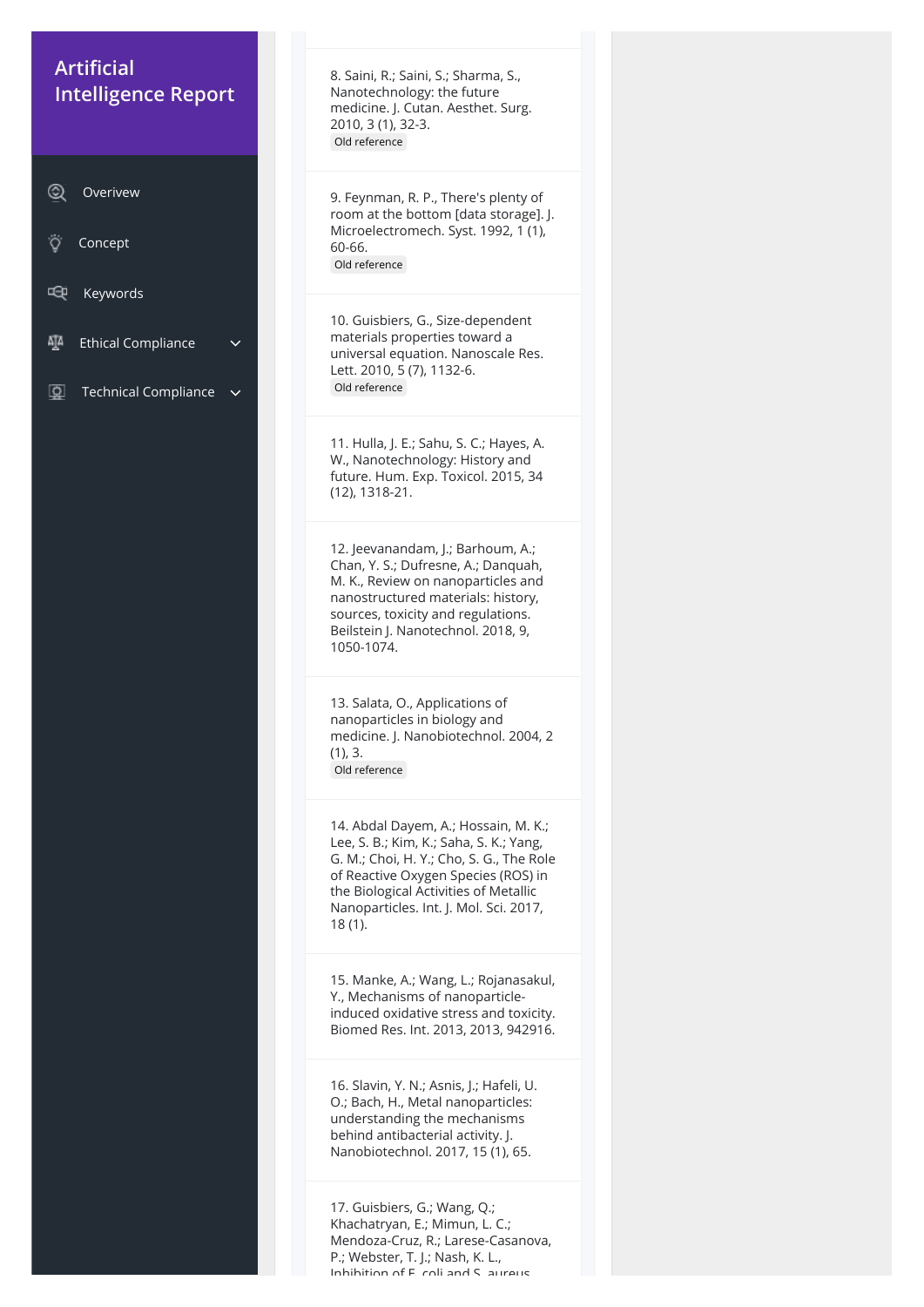# Artificial Intelligence Report

- Overview
- Concept
- Keywords
- Ethical Compliance
- Technical Compliance

8. Saini, R.; Saini, S.; Sharma, S., Nanotechnology: the future medicine. J. Cutan. Aesthet. Surg. 2010, 3 (1), 32-3.
Old reference

9. Feynman, R. P., There's plenty of room at the bottom [data storage]. J. Microelectromech. Syst. 1992, 1 (1), 60-66.
Old reference

10. Guisbiers, G., Size-dependent materials properties toward a universal equation. Nanoscale Res. Lett. 2010, 5 (7), 1132-6.
Old reference

11. Hulla, J. E.; Sahu, S. C.; Hayes, A. W., Nanotechnology: History and future. Hum. Exp. Toxicol. 2015, 34 (12), 1318-21.

12. Jeevanandam, J.; Barhoum, A.; Chan, Y. S.; Dufresne, A.; Danquah, M. K., Review on nanoparticles and nanostructured materials: history, sources, toxicity and regulations. Beilstein J. Nanotechnol. 2018, 9, 1050-1074.

13. Salata, O., Applications of nanoparticles in biology and medicine. J. Nanobiotechnol. 2004, 2 (1), 3.
Old reference

14. Abdal Dayem, A.; Hossain, M. K.; Lee, S. B.; Kim, K.; Saha, S. K.; Yang, G. M.; Choi, H. Y.; Cho, S. G., The Role of Reactive Oxygen Species (ROS) in the Biological Activities of Metallic Nanoparticles. Int. J. Mol. Sci. 2017, 18 (1).

15. Manke, A.; Wang, L.; Rojanasakul, Y., Mechanisms of nanoparticle-induced oxidative stress and toxicity. Biomed Res. Int. 2013, 2013, 942916.

16. Slavin, Y. N.; Asnis, J.; Hafeli, U. O.; Bach, H., Metal nanoparticles: understanding the mechanisms behind antibacterial activity. J. Nanobiotechnol. 2017, 15 (1), 65.

17. Guisbiers, G.; Wang, Q.; Khachatryan, E.; Mimun, L. C.; Mendoza-Cruz, R.; Larese-Casanova, P.; Webster, T. J.; Nash, K. L., Inhibition of E. coli and S. aureus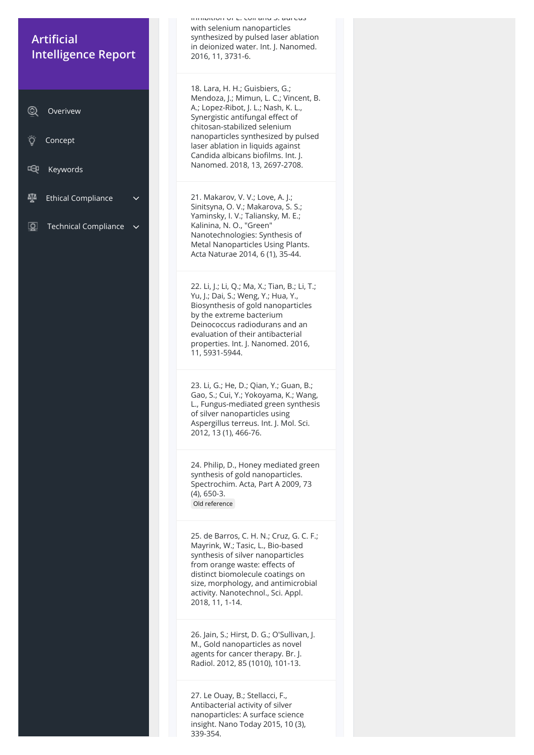# Artificial Intelligence Report

- Overview
- Concept
- Keywords
- Ethical Compliance
- Technical Compliance

inhibition of E. coli and S. aureus with selenium nanoparticles synthesized by pulsed laser ablation in deionized water. Int. J. Nanomed. 2016, 11, 3731-6.

18. Lara, H. H.; Guisbiers, G.; Mendoza, J.; Mimun, L. C.; Vincent, B. A.; Lopez-Ribot, J. L.; Nash, K. L., Synergistic antifungal effect of chitosan-stabilized selenium nanoparticles synthesized by pulsed laser ablation in liquids against Candida albicans biofilms. Int. J. Nanomed. 2018, 13, 2697-2708.

21. Makarov, V. V.; Love, A. J.; Sinitsyna, O. V.; Makarova, S. S.; Yaminsky, I. V.; Taliansky, M. E.; Kalinina, N. O., "Green" Nanotechnologies: Synthesis of Metal Nanoparticles Using Plants. Acta Naturae 2014, 6 (1), 35-44.

22. Li, J.; Li, Q.; Ma, X.; Tian, B.; Li, T.; Yu, J.; Dai, S.; Weng, Y.; Hua, Y., Biosynthesis of gold nanoparticles by the extreme bacterium Deinococcus radiodurans and an evaluation of their antibacterial properties. Int. J. Nanomed. 2016, 11, 5931-5944.

23. Li, G.; He, D.; Qian, Y.; Guan, B.; Gao, S.; Cui, Y.; Yokoyama, K.; Wang, L., Fungus-mediated green synthesis of silver nanoparticles using Aspergillus terreus. Int. J. Mol. Sci. 2012, 13 (1), 466-76.

24. Philip, D., Honey mediated green synthesis of gold nanoparticles. Spectrochim. Acta, Part A 2009, 73 (4), 650-3.
Old reference

25. de Barros, C. H. N.; Cruz, G. C. F.; Mayrink, W.; Tasic, L., Bio-based synthesis of silver nanoparticles from orange waste: effects of distinct biomolecule coatings on size, morphology, and antimicrobial activity. Nanotechnol., Sci. Appl. 2018, 11, 1-14.

26. Jain, S.; Hirst, D. G.; O'Sullivan, J. M., Gold nanoparticles as novel agents for cancer therapy. Br. J. Radiol. 2012, 85 (1010), 101-13.

27. Le Ouay, B.; Stellacci, F., Antibacterial activity of silver nanoparticles: A surface science insight. Nano Today 2015, 10 (3), 339-354.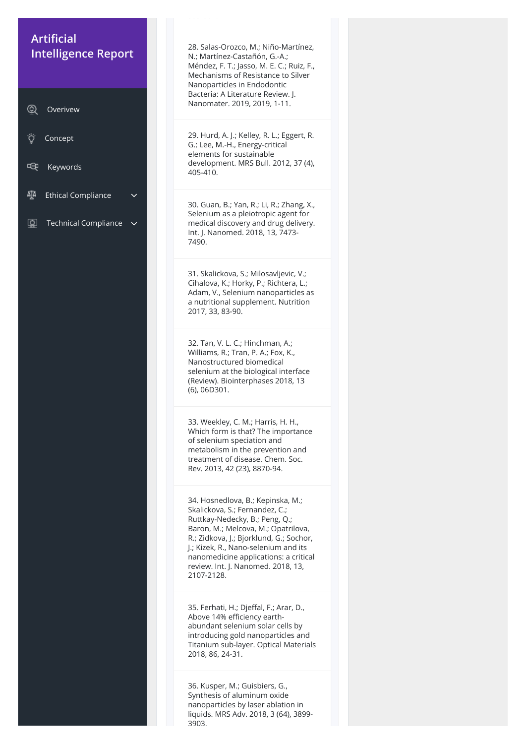28. Salas-Orozco, M.; Niño-Martínez, N.; Martínez-Castañón, G.-A.; Méndez, F. T.; Jasso, M. E. C.; Ruiz, F., Mechanisms of Resistance to Silver Nanoparticles in Endodontic Bacteria: A Literature Review. J. Nanomater. 2019, 2019, 1-11.

29. Hurd, A. J.; Kelley, R. L.; Eggert, R. G.; Lee, M.-H., Energy-critical elements for sustainable development. MRS Bull. 2012, 37 (4), 405-410.

30. Guan, B.; Yan, R.; Li, R.; Zhang, X., Selenium as a pleiotropic agent for medical discovery and drug delivery. Int. J. Nanomed. 2018, 13, 7473-7490.

31. Skalickova, S.; Milosavljevic, V.; Cihalova, K.; Horky, P.; Richtera, L.; Adam, V., Selenium nanoparticles as a nutritional supplement. Nutrition 2017, 33, 83-90.

32. Tan, V. L. C.; Hinchman, A.; Williams, R.; Tran, P. A.; Fox, K., Nanostructured biomedical selenium at the biological interface (Review). Biointerphases 2018, 13 (6), 06D301.

33. Weekley, C. M.; Harris, H. H., Which form is that? The importance of selenium speciation and metabolism in the prevention and treatment of disease. Chem. Soc. Rev. 2013, 42 (23), 8870-94.

34. Hosnedlova, B.; Kepinska, M.; Skalickova, S.; Fernandez, C.; Ruttkay-Nedecky, B.; Peng, Q.; Baron, M.; Melcova, M.; Opatrilova, R.; Zidkova, J.; Bjorklund, G.; Sochor, J.; Kizek, R., Nano-selenium and its nanomedicine applications: a critical review. Int. J. Nanomed. 2018, 13, 2107-2128.

35. Ferhati, H.; Djeffal, F.; Arar, D., Above 14% efficiency earth-abundant selenium solar cells by introducing gold nanoparticles and Titanium sub-layer. Optical Materials 2018, 86, 24-31.

36. Kusper, M.; Guisbiers, G., Synthesis of aluminum oxide nanoparticles by laser ablation in liquids. MRS Adv. 2018, 3 (64), 3899-3903.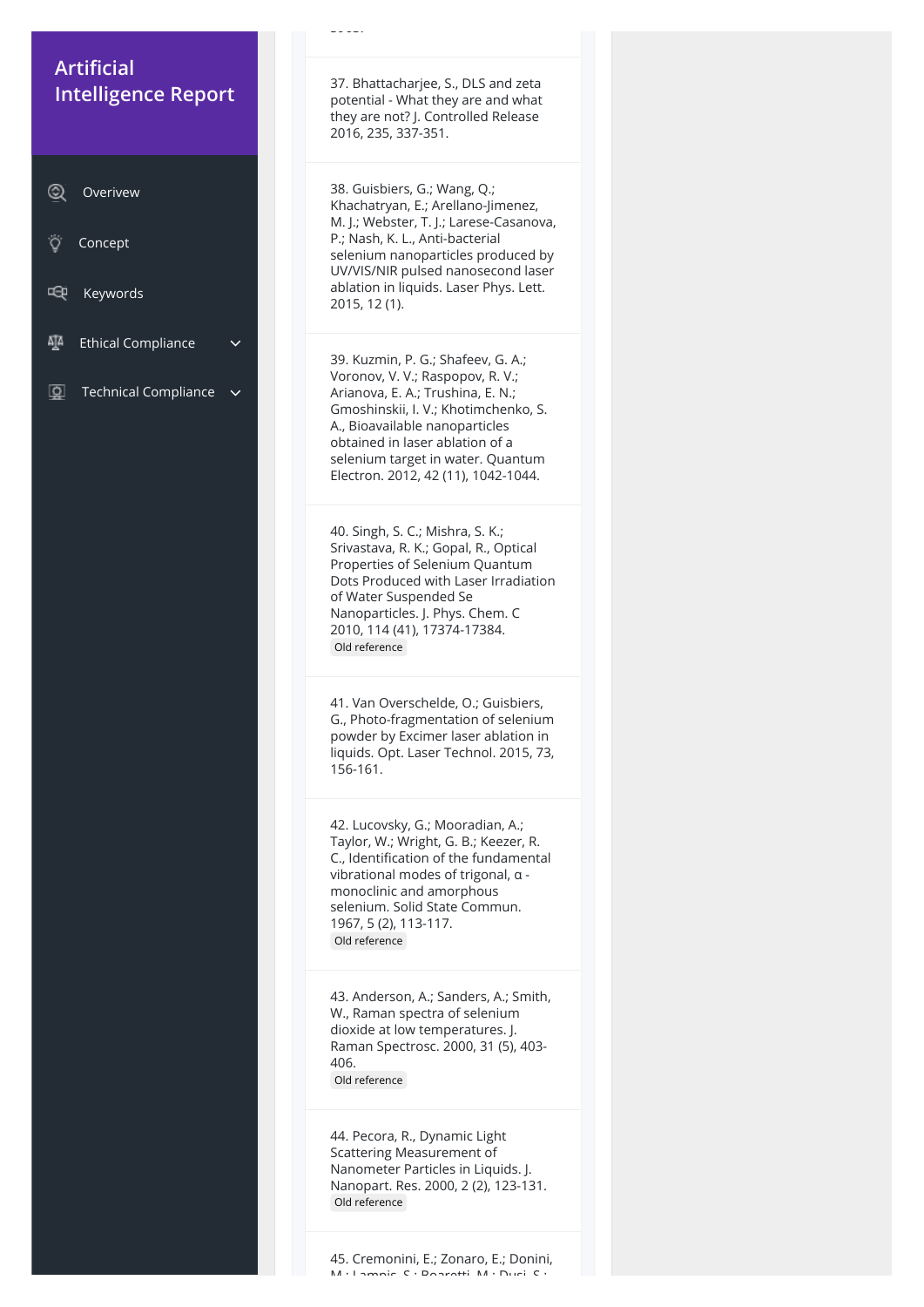# Artificial Intelligence Report

- Overview
- Concept
- Keywords
- Ethical Compliance
- Technical Compliance

37. Bhattacharjee, S., DLS and zeta potential - What they are and what they are not? J. Controlled Release 2016, 235, 337-351.

38. Guisbiers, G.; Wang, Q.; Khachatryan, E.; Arellano-Jimenez, M. J.; Webster, T. J.; Larese-Casanova, P.; Nash, K. L., Anti-bacterial selenium nanoparticles produced by UV/VIS/NIR pulsed nanosecond laser ablation in liquids. Laser Phys. Lett. 2015, 12 (1).

39. Kuzmin, P. G.; Shafeev, G. A.; Voronov, V. V.; Raspopov, R. V.; Arianova, E. A.; Trushina, E. N.; Gmoshinskii, I. V.; Khotimchenko, S. A., Bioavailable nanoparticles obtained in laser ablation of a selenium target in water. Quantum Electron. 2012, 42 (11), 1042-1044.

40. Singh, S. C.; Mishra, S. K.; Srivastava, R. K.; Gopal, R., Optical Properties of Selenium Quantum Dots Produced with Laser Irradiation of Water Suspended Se Nanoparticles. J. Phys. Chem. C 2010, 114 (41), 17374-17384.
Old reference

41. Van Overschelde, O.; Guisbiers, G., Photo-fragmentation of selenium powder by Excimer laser ablation in liquids. Opt. Laser Technol. 2015, 73, 156-161.

42. Lucovsky, G.; Mooradian, A.; Taylor, W.; Wright, G. B.; Keezer, R. C., Identification of the fundamental vibrational modes of trigonal, α - monoclinic and amorphous selenium. Solid State Commun. 1967, 5 (2), 113-117.
Old reference

43. Anderson, A.; Sanders, A.; Smith, W., Raman spectra of selenium dioxide at low temperatures. J. Raman Spectrosc. 2000, 31 (5), 403-406.
Old reference

44. Pecora, R., Dynamic Light Scattering Measurement of Nanometer Particles in Liquids. J. Nanopart. Res. 2000, 2 (2), 123-131.
Old reference

45. Cremonini, E.; Zonaro, E.; Donini, M.; Lampis, S.; Boaretti, M.; Dusi, S.;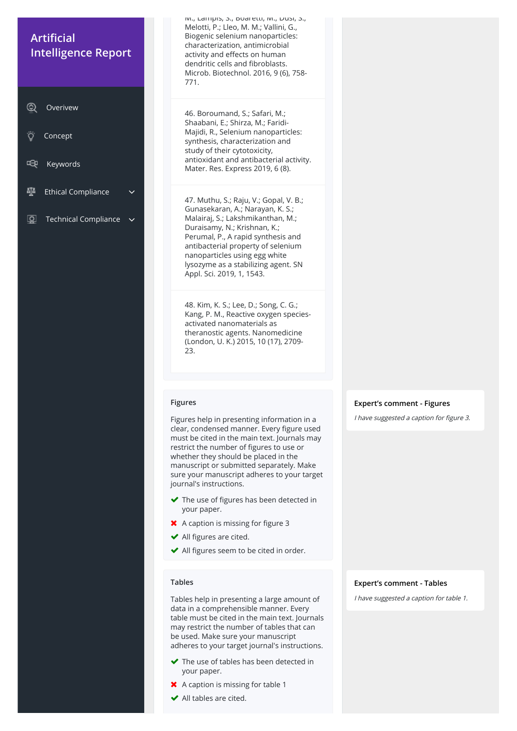# Artificial Intelligence Report

- Overview
- Concept
- Keywords
- Ethical Compliance
- Technical Compliance

M., Lampis, S., Boaretti, M., Dusi, S., Melotti, P.; Lleo, M. M.; Vallini, G., Biogenic selenium nanoparticles: characterization, antimicrobial activity and effects on human dendritic cells and fibroblasts. Microb. Biotechnol. 2016, 9 (6), 758-771.

46. Boroumand, S.; Safari, M.; Shaabani, E.; Shirza, M.; Faridi-Majidi, R., Selenium nanoparticles: synthesis, characterization and study of their cytotoxicity, antioxidant and antibacterial activity. Mater. Res. Express 2019, 6 (8).

47. Muthu, S.; Raju, V.; Gopal, V. B.; Gunasekaran, A.; Narayan, K. S.; Malairaj, S.; Lakshmikanthan, M.; Duraisamy, N.; Krishnan, K.; Perumal, P., A rapid synthesis and antibacterial property of selenium nanoparticles using egg white lysozyme as a stabilizing agent. SN Appl. Sci. 2019, 1, 1543.

48. Kim, K. S.; Lee, D.; Song, C. G.; Kang, P. M., Reactive oxygen species-activated nanomaterials as theranostic agents. Nanomedicine (London, U. K.) 2015, 10 (17), 2709-23.

## Figures

Figures help in presenting information in a clear, condensed manner. Every figure used must be cited in the main text. Journals may restrict the number of figures to use or whether they should be placed in the manuscript or submitted separately. Make sure your manuscript adheres to your target journal's instructions.

- ✔ The use of figures has been detected in your paper.
- ✖ A caption is missing for figure 3
- ✔ All figures are cited.
- ✔ All figures seem to be cited in order.

**Expert's comment - Figures**

*I have suggested a caption for figure 3.*

## Tables

Tables help in presenting a large amount of data in a comprehensible manner. Every table must be cited in the main text. Journals may restrict the number of tables that can be used. Make sure your manuscript adheres to your target journal's instructions.

- ✔ The use of tables has been detected in your paper.
- ✖ A caption is missing for table 1
- ✔ All tables are cited.

**Expert's comment - Tables**

*I have suggested a caption for table 1.*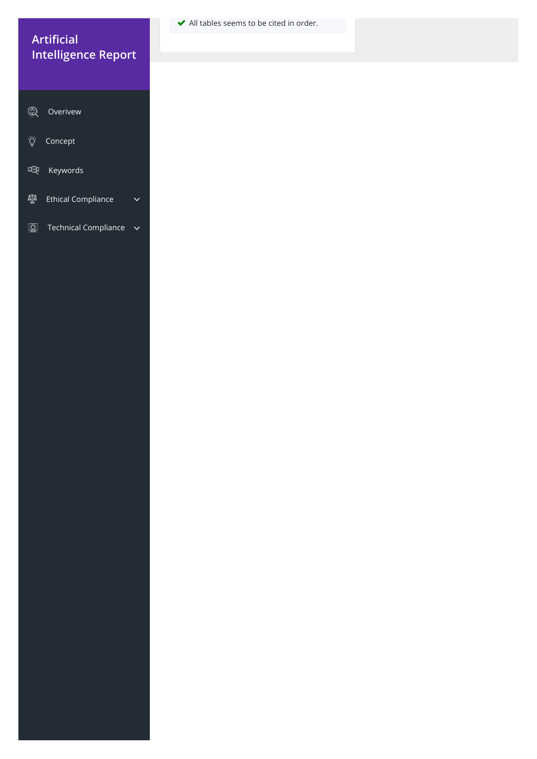# Artificial Intelligence Report

- Overivew
- Concept
- Keywords
- Ethical Compliance
- Technical Compliance

✔ All tables seems to be cited in order.